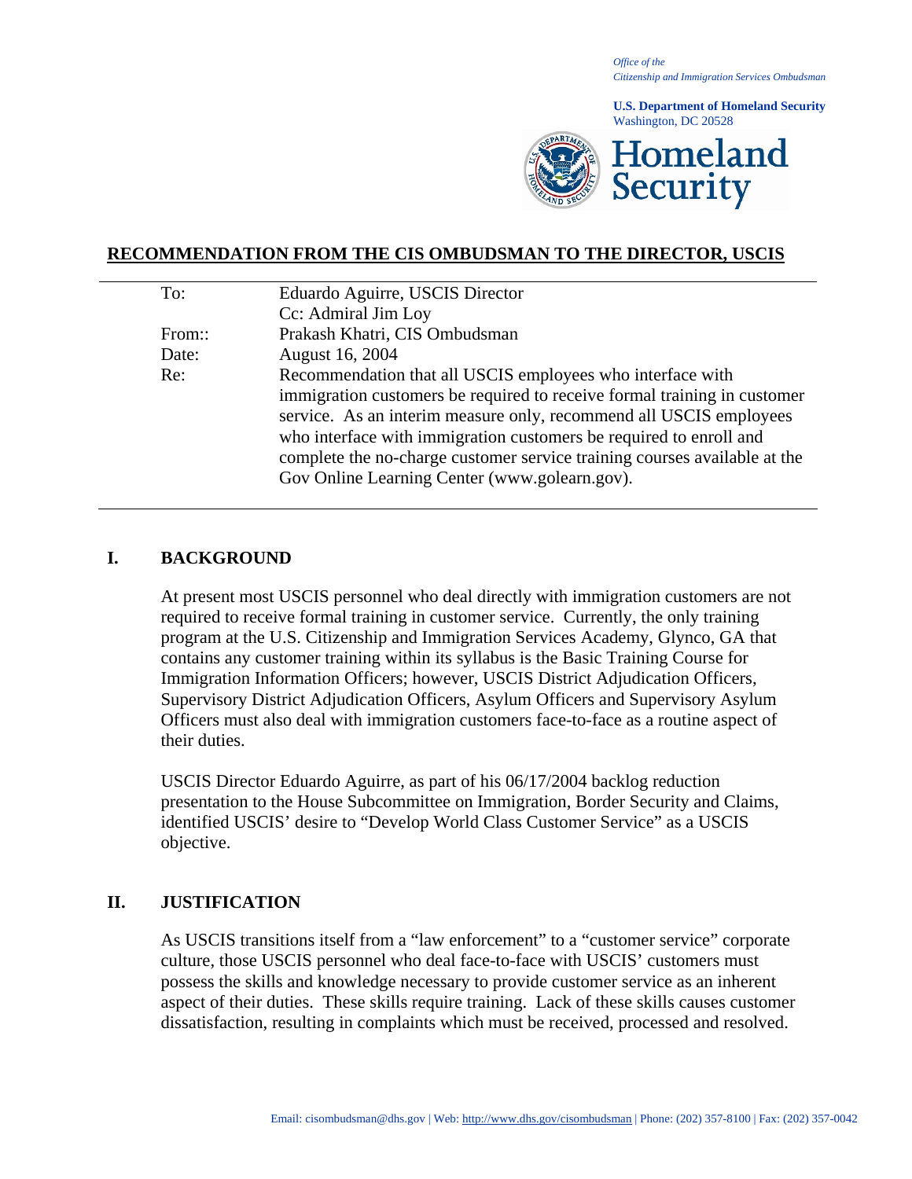*Office of the*
*Citizenship and Immigration Services Ombudsman*

**U.S. Department of Homeland Security**
Washington, DC 20528

Homeland Security

## RECOMMENDATION FROM THE CIS OMBUDSMAN TO THE DIRECTOR, USCIS

| | |
|---|---|
| To: | Eduardo Aguirre, USCIS Director<br>Cc: Admiral Jim Loy |
| From:: | Prakash Khatri, CIS Ombudsman |
| Date: | August 16, 2004 |
| Re: | Recommendation that all USCIS employees who interface with immigration customers be required to receive formal training in customer service. As an interim measure only, recommend all USCIS employees who interface with immigration customers be required to enroll and complete the no-charge customer service training courses available at the Gov Online Learning Center (www.golearn.gov). |

## I. BACKGROUND

At present most USCIS personnel who deal directly with immigration customers are not required to receive formal training in customer service. Currently, the only training program at the U.S. Citizenship and Immigration Services Academy, Glynco, GA that contains any customer training within its syllabus is the Basic Training Course for Immigration Information Officers; however, USCIS District Adjudication Officers, Supervisory District Adjudication Officers, Asylum Officers and Supervisory Asylum Officers must also deal with immigration customers face-to-face as a routine aspect of their duties.

USCIS Director Eduardo Aguirre, as part of his 06/17/2004 backlog reduction presentation to the House Subcommittee on Immigration, Border Security and Claims, identified USCIS' desire to "Develop World Class Customer Service" as a USCIS objective.

## II. JUSTIFICATION

As USCIS transitions itself from a "law enforcement" to a "customer service" corporate culture, those USCIS personnel who deal face-to-face with USCIS' customers must possess the skills and knowledge necessary to provide customer service as an inherent aspect of their duties. These skills require training. Lack of these skills causes customer dissatisfaction, resulting in complaints which must be received, processed and resolved.

Email: cisombudsman@dhs.gov | Web: http://www.dhs.gov/cisombudsman | Phone: (202) 357-8100 | Fax: (202) 357-0042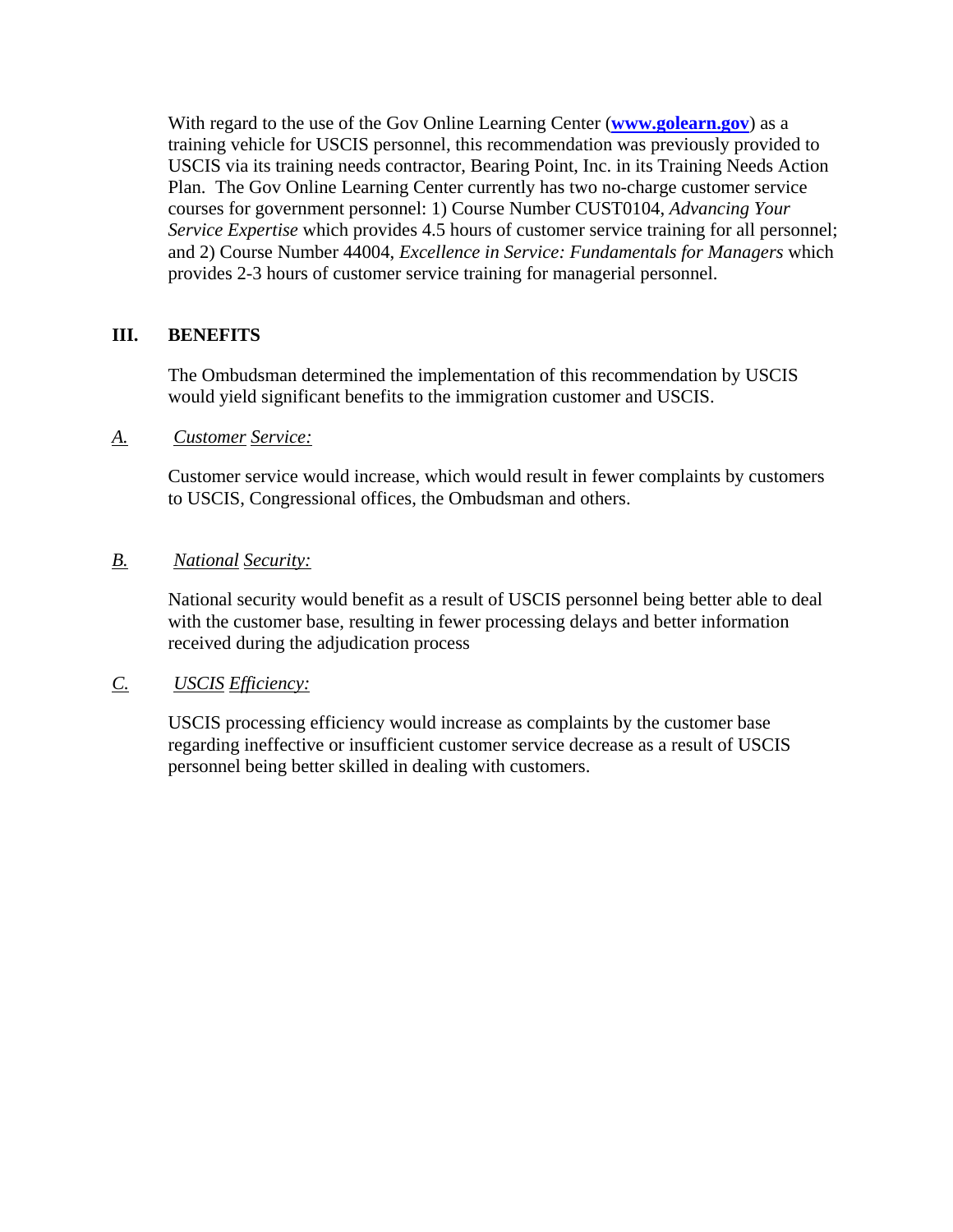With regard to the use of the Gov Online Learning Center (**[www.golearn.gov](http://www.golearn.gov)**) as a training vehicle for USCIS personnel, this recommendation was previously provided to USCIS via its training needs contractor, Bearing Point, Inc. in its Training Needs Action Plan. The Gov Online Learning Center currently has two no-charge customer service courses for government personnel: 1) Course Number CUST0104, *Advancing Your Service Expertise* which provides 4.5 hours of customer service training for all personnel; and 2) Course Number 44004, *Excellence in Service: Fundamentals for Managers* which provides 2-3 hours of customer service training for managerial personnel.

## III. BENEFITS

The Ombudsman determined the implementation of this recommendation by USCIS would yield significant benefits to the immigration customer and USCIS.

### *A. Customer Service:*

Customer service would increase, which would result in fewer complaints by customers to USCIS, Congressional offices, the Ombudsman and others.

### *B. National Security:*

National security would benefit as a result of USCIS personnel being better able to deal with the customer base, resulting in fewer processing delays and better information received during the adjudication process

### *C. USCIS Efficiency:*

USCIS processing efficiency would increase as complaints by the customer base regarding ineffective or insufficient customer service decrease as a result of USCIS personnel being better skilled in dealing with customers.